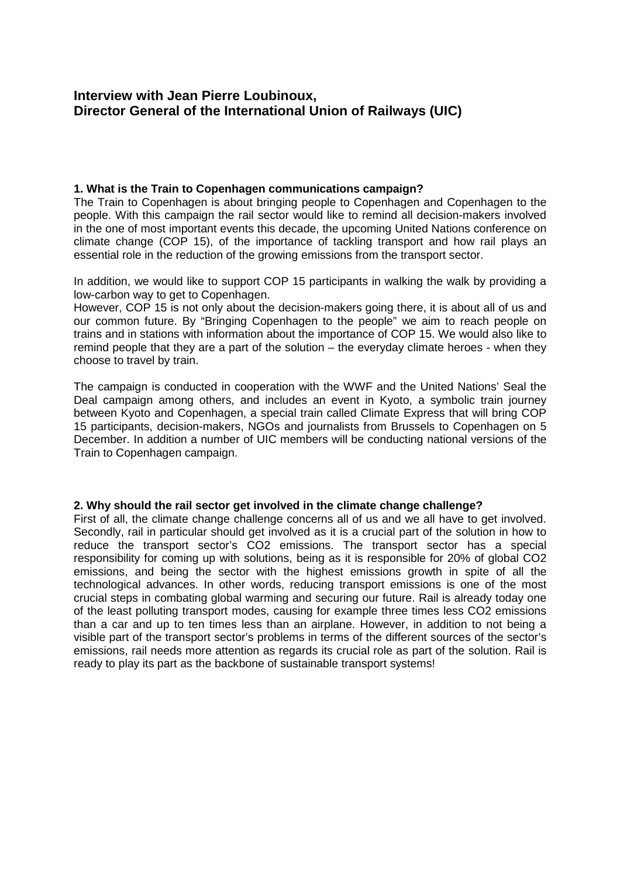## Interview with Jean Pierre Loubinoux, Director General of the International Union of Railways (UIC)

**1. What is the Train to Copenhagen communications campaign?**

The Train to Copenhagen is about bringing people to Copenhagen and Copenhagen to the people. With this campaign the rail sector would like to remind all decision-makers involved in the one of most important events this decade, the upcoming United Nations conference on climate change (COP 15), of the importance of tackling transport and how rail plays an essential role in the reduction of the growing emissions from the transport sector.

In addition, we would like to support COP 15 participants in walking the walk by providing a low-carbon way to get to Copenhagen.

However, COP 15 is not only about the decision-makers going there, it is about all of us and our common future. By "Bringing Copenhagen to the people" we aim to reach people on trains and in stations with information about the importance of COP 15. We would also like to remind people that they are a part of the solution – the everyday climate heroes - when they choose to travel by train.

The campaign is conducted in cooperation with the WWF and the United Nations' Seal the Deal campaign among others, and includes an event in Kyoto, a symbolic train journey between Kyoto and Copenhagen, a special train called Climate Express that will bring COP 15 participants, decision-makers, NGOs and journalists from Brussels to Copenhagen on 5 December. In addition a number of UIC members will be conducting national versions of the Train to Copenhagen campaign.

**2. Why should the rail sector get involved in the climate change challenge?**

First of all, the climate change challenge concerns all of us and we all have to get involved. Secondly, rail in particular should get involved as it is a crucial part of the solution in how to reduce the transport sector's $CO_2$ emissions. The transport sector has a special responsibility for coming up with solutions, being as it is responsible for 20% of global $CO_2$ emissions, and being the sector with the highest emissions growth in spite of all the technological advances. In other words, reducing transport emissions is one of the most crucial steps in combating global warming and securing our future. Rail is already today one of the least polluting transport modes, causing for example three times less $CO_2$ emissions than a car and up to ten times less than an airplane. However, in addition to not being a visible part of the transport sector's problems in terms of the different sources of the sector's emissions, rail needs more attention as regards its crucial role as part of the solution. Rail is ready to play its part as the backbone of sustainable transport systems!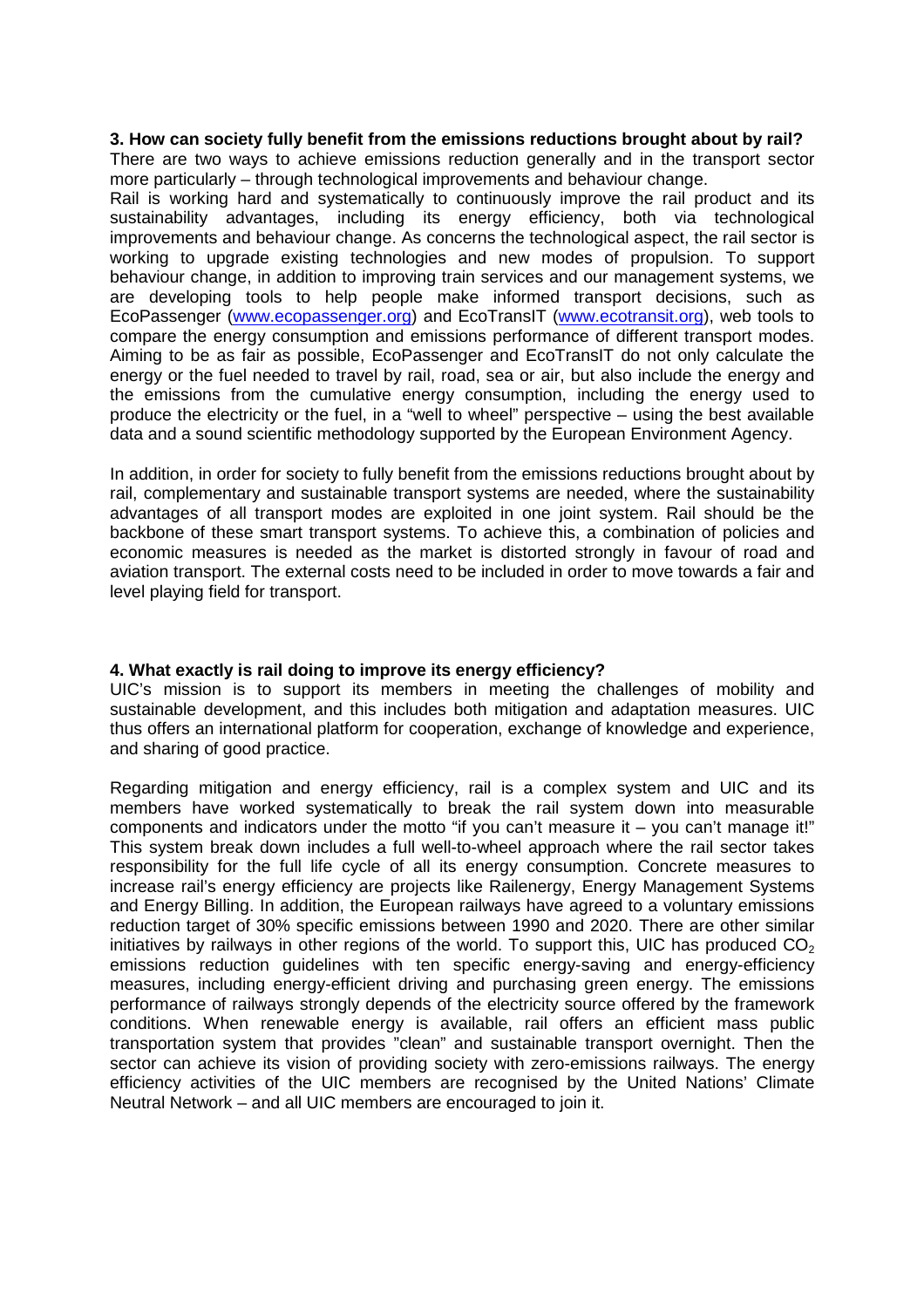**3. How can society fully benefit from the emissions reductions brought about by rail?**

There are two ways to achieve emissions reduction generally and in the transport sector more particularly – through technological improvements and behaviour change.

Rail is working hard and systematically to continuously improve the rail product and its sustainability advantages, including its energy efficiency, both via technological improvements and behaviour change. As concerns the technological aspect, the rail sector is working to upgrade existing technologies and new modes of propulsion. To support behaviour change, in addition to improving train services and our management systems, we are developing tools to help people make informed transport decisions, such as EcoPassenger ([www.ecopassenger.org](www.ecopassenger.org)) and EcoTransIT ([www.ecotransit.org](www.ecotransit.org)), web tools to compare the energy consumption and emissions performance of different transport modes. Aiming to be as fair as possible, EcoPassenger and EcoTransIT do not only calculate the energy or the fuel needed to travel by rail, road, sea or air, but also include the energy and the emissions from the cumulative energy consumption, including the energy used to produce the electricity or the fuel, in a "well to wheel" perspective – using the best available data and a sound scientific methodology supported by the European Environment Agency.

In addition, in order for society to fully benefit from the emissions reductions brought about by rail, complementary and sustainable transport systems are needed, where the sustainability advantages of all transport modes are exploited in one joint system. Rail should be the backbone of these smart transport systems. To achieve this, a combination of policies and economic measures is needed as the market is distorted strongly in favour of road and aviation transport. The external costs need to be included in order to move towards a fair and level playing field for transport.

**4. What exactly is rail doing to improve its energy efficiency?**

UIC's mission is to support its members in meeting the challenges of mobility and sustainable development, and this includes both mitigation and adaptation measures. UIC thus offers an international platform for cooperation, exchange of knowledge and experience, and sharing of good practice.

Regarding mitigation and energy efficiency, rail is a complex system and UIC and its members have worked systematically to break the rail system down into measurable components and indicators under the motto "if you can't measure it – you can't manage it!" This system break down includes a full well-to-wheel approach where the rail sector takes responsibility for the full life cycle of all its energy consumption. Concrete measures to increase rail's energy efficiency are projects like Railenergy, Energy Management Systems and Energy Billing. In addition, the European railways have agreed to a voluntary emissions reduction target of 30% specific emissions between 1990 and 2020. There are other similar initiatives by railways in other regions of the world. To support this, UIC has produced $CO_2$ emissions reduction guidelines with ten specific energy-saving and energy-efficiency measures, including energy-efficient driving and purchasing green energy. The emissions performance of railways strongly depends of the electricity source offered by the framework conditions. When renewable energy is available, rail offers an efficient mass public transportation system that provides "clean" and sustainable transport overnight. Then the sector can achieve its vision of providing society with zero-emissions railways. The energy efficiency activities of the UIC members are recognised by the United Nations' Climate Neutral Network – and all UIC members are encouraged to join it.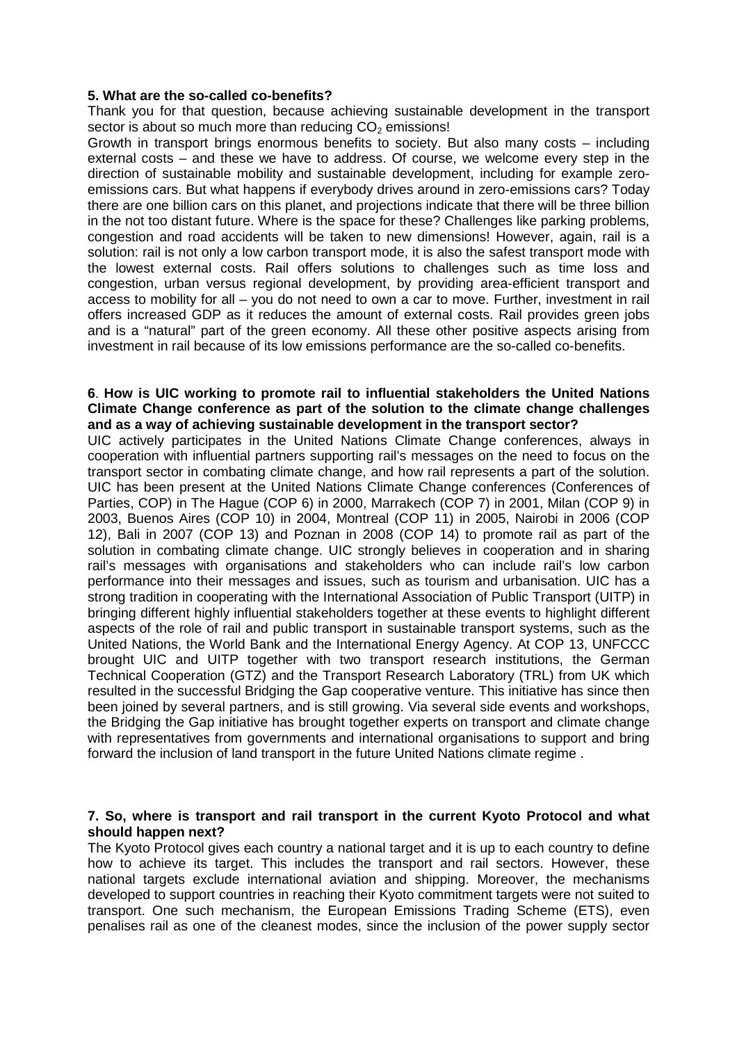**5. What are the so-called co-benefits?**

Thank you for that question, because achieving sustainable development in the transport sector is about so much more than reducing $CO_2$ emissions!

Growth in transport brings enormous benefits to society. But also many costs – including external costs – and these we have to address. Of course, we welcome every step in the direction of sustainable mobility and sustainable development, including for example zero-emissions cars. But what happens if everybody drives around in zero-emissions cars? Today there are one billion cars on this planet, and projections indicate that there will be three billion in the not too distant future. Where is the space for these? Challenges like parking problems, congestion and road accidents will be taken to new dimensions! However, again, rail is a solution: rail is not only a low carbon transport mode, it is also the safest transport mode with the lowest external costs. Rail offers solutions to challenges such as time loss and congestion, urban versus regional development, by providing area-efficient transport and access to mobility for all – you do not need to own a car to move. Further, investment in rail offers increased GDP as it reduces the amount of external costs. Rail provides green jobs and is a "natural" part of the green economy. All these other positive aspects arising from investment in rail because of its low emissions performance are the so-called co-benefits.

**6. How is UIC working to promote rail to influential stakeholders the United Nations Climate Change conference as part of the solution to the climate change challenges and as a way of achieving sustainable development in the transport sector?**

UIC actively participates in the United Nations Climate Change conferences, always in cooperation with influential partners supporting rail's messages on the need to focus on the transport sector in combating climate change, and how rail represents a part of the solution. UIC has been present at the United Nations Climate Change conferences (Conferences of Parties, COP) in The Hague (COP 6) in 2000, Marrakech (COP 7) in 2001, Milan (COP 9) in 2003, Buenos Aires (COP 10) in 2004, Montreal (COP 11) in 2005, Nairobi in 2006 (COP 12), Bali in 2007 (COP 13) and Poznan in 2008 (COP 14) to promote rail as part of the solution in combating climate change. UIC strongly believes in cooperation and in sharing rail's messages with organisations and stakeholders who can include rail's low carbon performance into their messages and issues, such as tourism and urbanisation. UIC has a strong tradition in cooperating with the International Association of Public Transport (UITP) in bringing different highly influential stakeholders together at these events to highlight different aspects of the role of rail and public transport in sustainable transport systems, such as the United Nations, the World Bank and the International Energy Agency. At COP 13, UNFCCC brought UIC and UITP together with two transport research institutions, the German Technical Cooperation (GTZ) and the Transport Research Laboratory (TRL) from UK which resulted in the successful Bridging the Gap cooperative venture. This initiative has since then been joined by several partners, and is still growing. Via several side events and workshops, the Bridging the Gap initiative has brought together experts on transport and climate change with representatives from governments and international organisations to support and bring forward the inclusion of land transport in the future United Nations climate regime .

**7. So, where is transport and rail transport in the current Kyoto Protocol and what should happen next?**

The Kyoto Protocol gives each country a national target and it is up to each country to define how to achieve its target. This includes the transport and rail sectors. However, these national targets exclude international aviation and shipping. Moreover, the mechanisms developed to support countries in reaching their Kyoto commitment targets were not suited to transport. One such mechanism, the European Emissions Trading Scheme (ETS), even penalises rail as one of the cleanest modes, since the inclusion of the power supply sector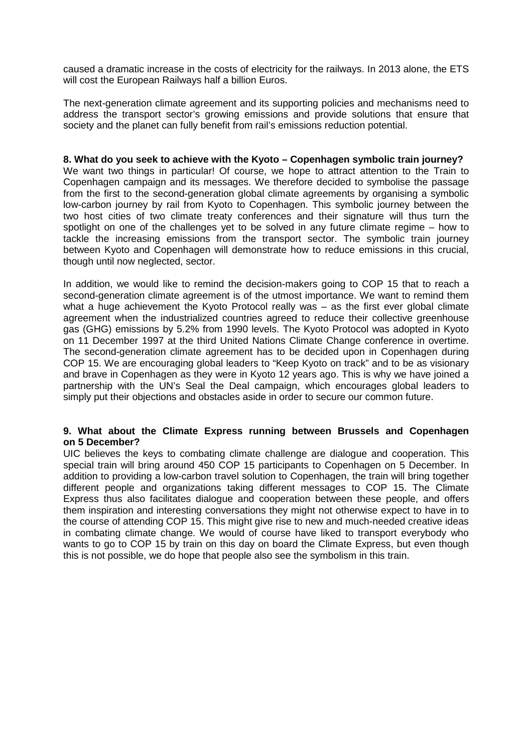caused a dramatic increase in the costs of electricity for the railways. In 2013 alone, the ETS will cost the European Railways half a billion Euros.

The next-generation climate agreement and its supporting policies and mechanisms need to address the transport sector's growing emissions and provide solutions that ensure that society and the planet can fully benefit from rail's emissions reduction potential.

**8. What do you seek to achieve with the Kyoto – Copenhagen symbolic train journey?**

We want two things in particular! Of course, we hope to attract attention to the Train to Copenhagen campaign and its messages. We therefore decided to symbolise the passage from the first to the second-generation global climate agreements by organising a symbolic low-carbon journey by rail from Kyoto to Copenhagen. This symbolic journey between the two host cities of two climate treaty conferences and their signature will thus turn the spotlight on one of the challenges yet to be solved in any future climate regime – how to tackle the increasing emissions from the transport sector. The symbolic train journey between Kyoto and Copenhagen will demonstrate how to reduce emissions in this crucial, though until now neglected, sector.

In addition, we would like to remind the decision-makers going to COP 15 that to reach a second-generation climate agreement is of the utmost importance. We want to remind them what a huge achievement the Kyoto Protocol really was – as the first ever global climate agreement when the industrialized countries agreed to reduce their collective greenhouse gas (GHG) emissions by 5.2% from 1990 levels. The Kyoto Protocol was adopted in Kyoto on 11 December 1997 at the third United Nations Climate Change conference in overtime. The second-generation climate agreement has to be decided upon in Copenhagen during COP 15. We are encouraging global leaders to "Keep Kyoto on track" and to be as visionary and brave in Copenhagen as they were in Kyoto 12 years ago. This is why we have joined a partnership with the UN's Seal the Deal campaign, which encourages global leaders to simply put their objections and obstacles aside in order to secure our common future.

**9. What about the Climate Express running between Brussels and Copenhagen on 5 December?**

UIC believes the keys to combating climate challenge are dialogue and cooperation. This special train will bring around 450 COP 15 participants to Copenhagen on 5 December. In addition to providing a low-carbon travel solution to Copenhagen, the train will bring together different people and organizations taking different messages to COP 15. The Climate Express thus also facilitates dialogue and cooperation between these people, and offers them inspiration and interesting conversations they might not otherwise expect to have in to the course of attending COP 15. This might give rise to new and much-needed creative ideas in combating climate change. We would of course have liked to transport everybody who wants to go to COP 15 by train on this day on board the Climate Express, but even though this is not possible, we do hope that people also see the symbolism in this train.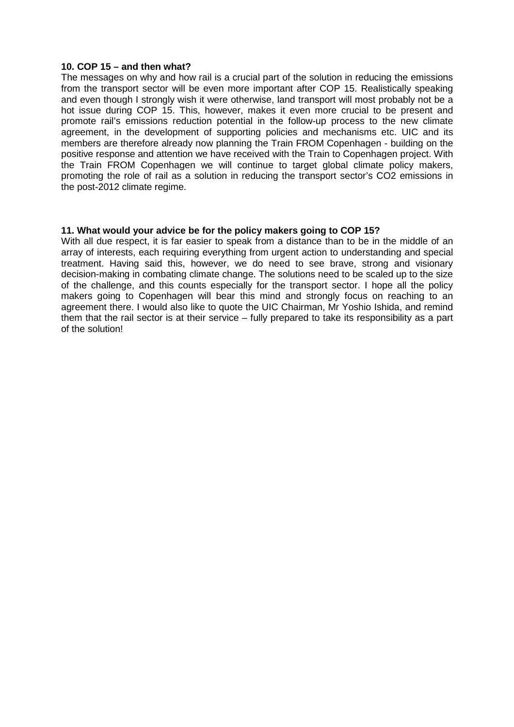**10. COP 15 – and then what?**

The messages on why and how rail is a crucial part of the solution in reducing the emissions from the transport sector will be even more important after COP 15. Realistically speaking and even though I strongly wish it were otherwise, land transport will most probably not be a hot issue during COP 15. This, however, makes it even more crucial to be present and promote rail's emissions reduction potential in the follow-up process to the new climate agreement, in the development of supporting policies and mechanisms etc. UIC and its members are therefore already now planning the Train FROM Copenhagen - building on the positive response and attention we have received with the Train to Copenhagen project. With the Train FROM Copenhagen we will continue to target global climate policy makers, promoting the role of rail as a solution in reducing the transport sector's $CO_2$ emissions in the post-2012 climate regime.

**11. What would your advice be for the policy makers going to COP 15?**

With all due respect, it is far easier to speak from a distance than to be in the middle of an array of interests, each requiring everything from urgent action to understanding and special treatment. Having said this, however, we do need to see brave, strong and visionary decision-making in combating climate change. The solutions need to be scaled up to the size of the challenge, and this counts especially for the transport sector. I hope all the policy makers going to Copenhagen will bear this mind and strongly focus on reaching to an agreement there. I would also like to quote the UIC Chairman, Mr Yoshio Ishida, and remind them that the rail sector is at their service – fully prepared to take its responsibility as a part of the solution!